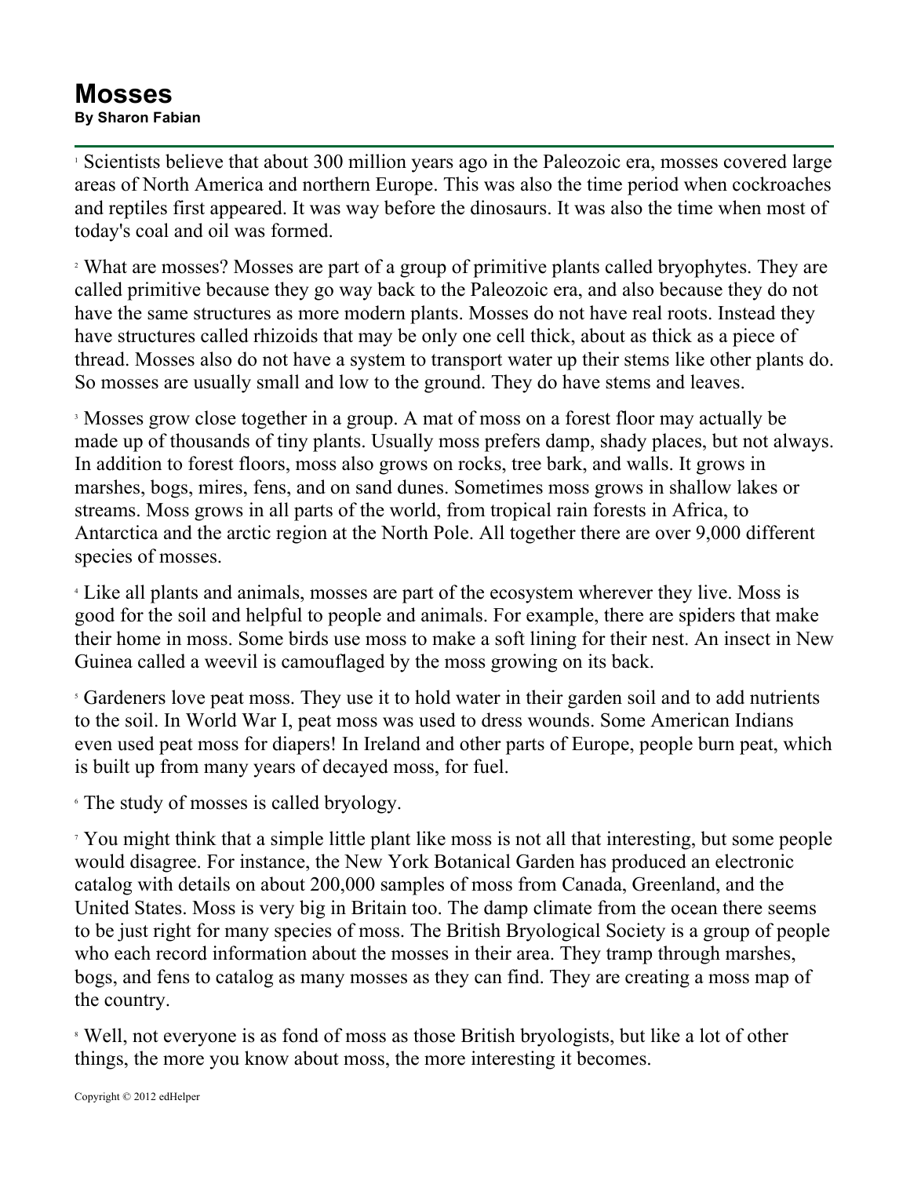# Mosses

**By Sharon Fabian**

1 Scientists believe that about 300 million years ago in the Paleozoic era, mosses covered large areas of North America and northern Europe. This was also the time period when cockroaches and reptiles first appeared. It was way before the dinosaurs. It was also the time when most of today's coal and oil was formed.

2 What are mosses? Mosses are part of a group of primitive plants called bryophytes. They are called primitive because they go way back to the Paleozoic era, and also because they do not have the same structures as more modern plants. Mosses do not have real roots. Instead they have structures called rhizoids that may be only one cell thick, about as thick as a piece of thread. Mosses also do not have a system to transport water up their stems like other plants do. So mosses are usually small and low to the ground. They do have stems and leaves.

3 Mosses grow close together in a group. A mat of moss on a forest floor may actually be made up of thousands of tiny plants. Usually moss prefers damp, shady places, but not always. In addition to forest floors, moss also grows on rocks, tree bark, and walls. It grows in marshes, bogs, mires, fens, and on sand dunes. Sometimes moss grows in shallow lakes or streams. Moss grows in all parts of the world, from tropical rain forests in Africa, to Antarctica and the arctic region at the North Pole. All together there are over 9,000 different species of mosses.

4 Like all plants and animals, mosses are part of the ecosystem wherever they live. Moss is good for the soil and helpful to people and animals. For example, there are spiders that make their home in moss. Some birds use moss to make a soft lining for their nest. An insect in New Guinea called a weevil is camouflaged by the moss growing on its back.

5 Gardeners love peat moss. They use it to hold water in their garden soil and to add nutrients to the soil. In World War I, peat moss was used to dress wounds. Some American Indians even used peat moss for diapers! In Ireland and other parts of Europe, people burn peat, which is built up from many years of decayed moss, for fuel.

6 The study of mosses is called bryology.

7 You might think that a simple little plant like moss is not all that interesting, but some people would disagree. For instance, the New York Botanical Garden has produced an electronic catalog with details on about 200,000 samples of moss from Canada, Greenland, and the United States. Moss is very big in Britain too. The damp climate from the ocean there seems to be just right for many species of moss. The British Bryological Society is a group of people who each record information about the mosses in their area. They tramp through marshes, bogs, and fens to catalog as many mosses as they can find. They are creating a moss map of the country.

8 Well, not everyone is as fond of moss as those British bryologists, but like a lot of other things, the more you know about moss, the more interesting it becomes.

Copyright © 2012 edHelper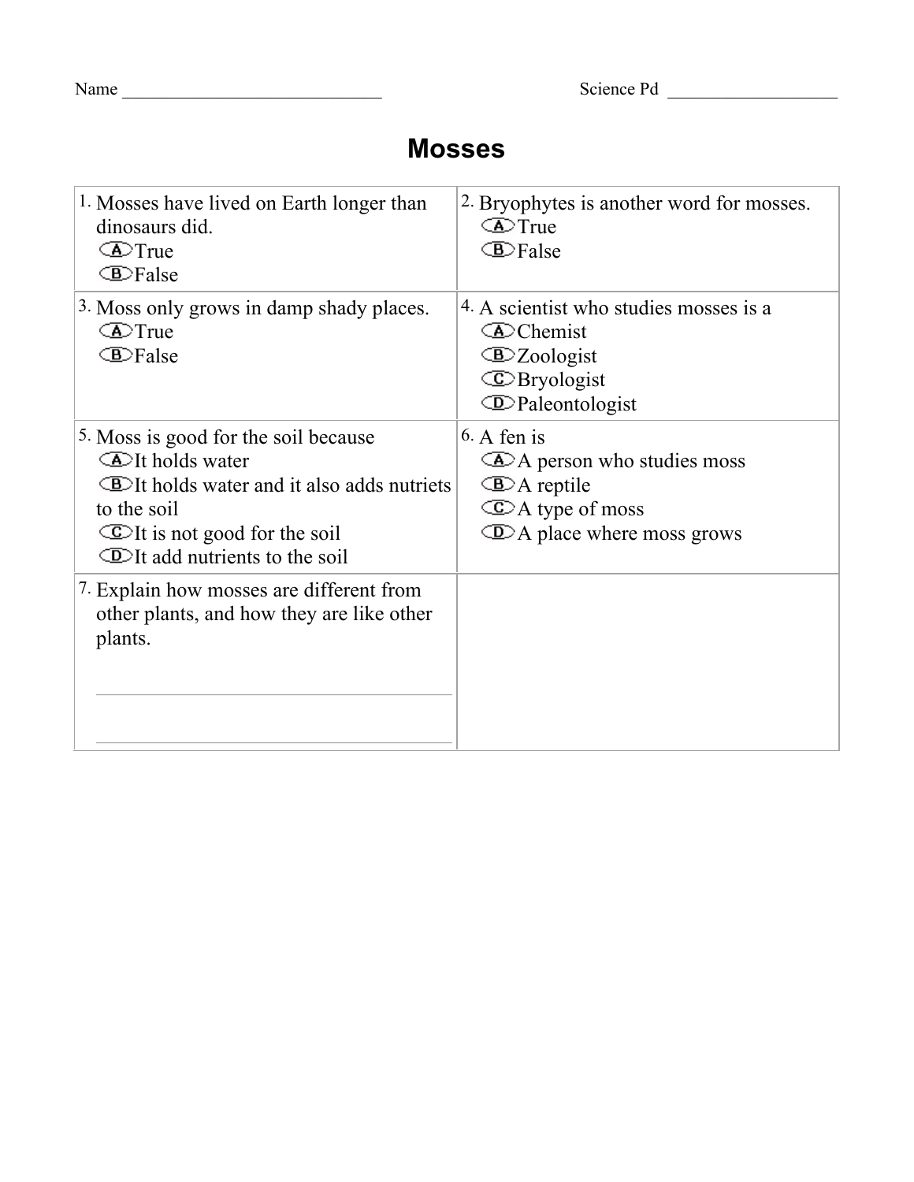Name ____________________________ Science Pd __________________

# Mosses

1. Mosses have lived on Earth longer than dinosaurs did.
   - Ⓐ True
   - Ⓑ False

2. Bryophytes is another word for mosses.
   - Ⓐ True
   - Ⓑ False

3. Moss only grows in damp shady places.
   - Ⓐ True
   - Ⓑ False

4. A scientist who studies mosses is a
   - Ⓐ Chemist
   - Ⓑ Zoologist
   - Ⓒ Bryologist
   - Ⓓ Paleontologist

5. Moss is good for the soil because
   - Ⓐ It holds water
   - Ⓑ It holds water and it also adds nutriets to the soil
   - Ⓒ It is not good for the soil
   - Ⓓ It add nutrients to the soil

6. A fen is
   - Ⓐ A person who studies moss
   - Ⓑ A reptile
   - Ⓒ A type of moss
   - Ⓓ A place where moss grows

7. Explain how mosses are different from other plants, and how they are like other plants.

   ______________________________________

   ______________________________________